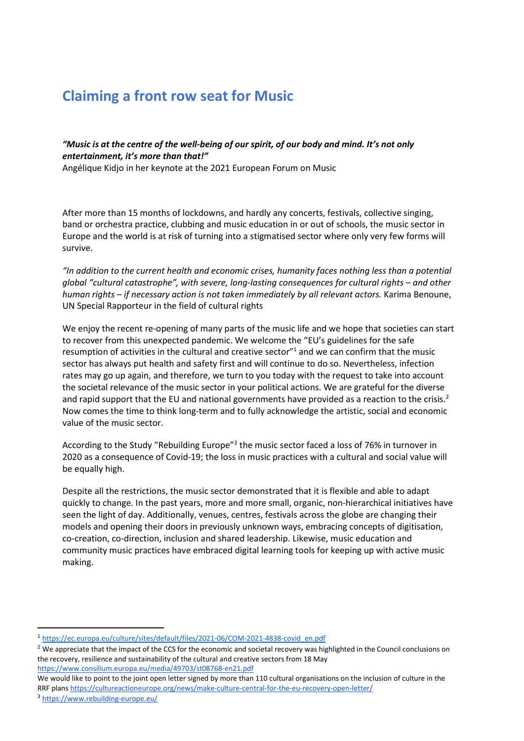# Claiming a front row seat for Music

***"Music is at the centre of the well-being of our spirit, of our body and mind. It's not only entertainment, it's more than that!"***
Angélique Kidjo in her keynote at the 2021 European Forum on Music

After more than 15 months of lockdowns, and hardly any concerts, festivals, collective singing, band or orchestra practice, clubbing and music education in or out of schools, the music sector in Europe and the world is at risk of turning into a stigmatised sector where only very few forms will survive.

*"In addition to the current health and economic crises, humanity faces nothing less than a potential global "cultural catastrophe", with severe, long-lasting consequences for cultural rights – and other human rights – if necessary action is not taken immediately by all relevant actors.* Karima Benoune, UN Special Rapporteur in the field of cultural rights

We enjoy the recent re-opening of many parts of the music life and we hope that societies can start to recover from this unexpected pandemic. We welcome the "EU's guidelines for the safe resumption of activities in the cultural and creative sector"[1] and we can confirm that the music sector has always put health and safety first and will continue to do so. Nevertheless, infection rates may go up again, and therefore, we turn to you today with the request to take into account the societal relevance of the music sector in your political actions. We are grateful for the diverse and rapid support that the EU and national governments have provided as a reaction to the crisis.[2] Now comes the time to think long-term and to fully acknowledge the artistic, social and economic value of the music sector.

According to the Study "Rebuilding Europe"[3] the music sector faced a loss of 76% in turnover in 2020 as a consequence of Covid-19; the loss in music practices with a cultural and social value will be equally high.

Despite all the restrictions, the music sector demonstrated that it is flexible and able to adapt quickly to change. In the past years, more and more small, organic, non-hierarchical initiatives have seen the light of day. Additionally, venues, centres, festivals across the globe are changing their models and opening their doors in previously unknown ways, embracing concepts of digitisation, co-creation, co-direction, inclusion and shared leadership. Likewise, music education and community music practices have embraced digital learning tools for keeping up with active music making.

---

[1] https://ec.europa.eu/culture/sites/default/files/2021-06/COM-2021-4838-covid_en.pdf

[2] We appreciate that the impact of the CCS for the economic and societal recovery was highlighted in the Council conclusions on the recovery, resilience and sustainability of the cultural and creative sectors from 18 May https://www.consilium.europa.eu/media/49703/st08768-en21.pdf
We would like to point to the joint open letter signed by more than 110 cultural organisations on the inclusion of culture in the RRF plans https://cultureactioneurope.org/news/make-culture-central-for-the-eu-recovery-open-letter/

[3] https://www.rebuilding-europe.eu/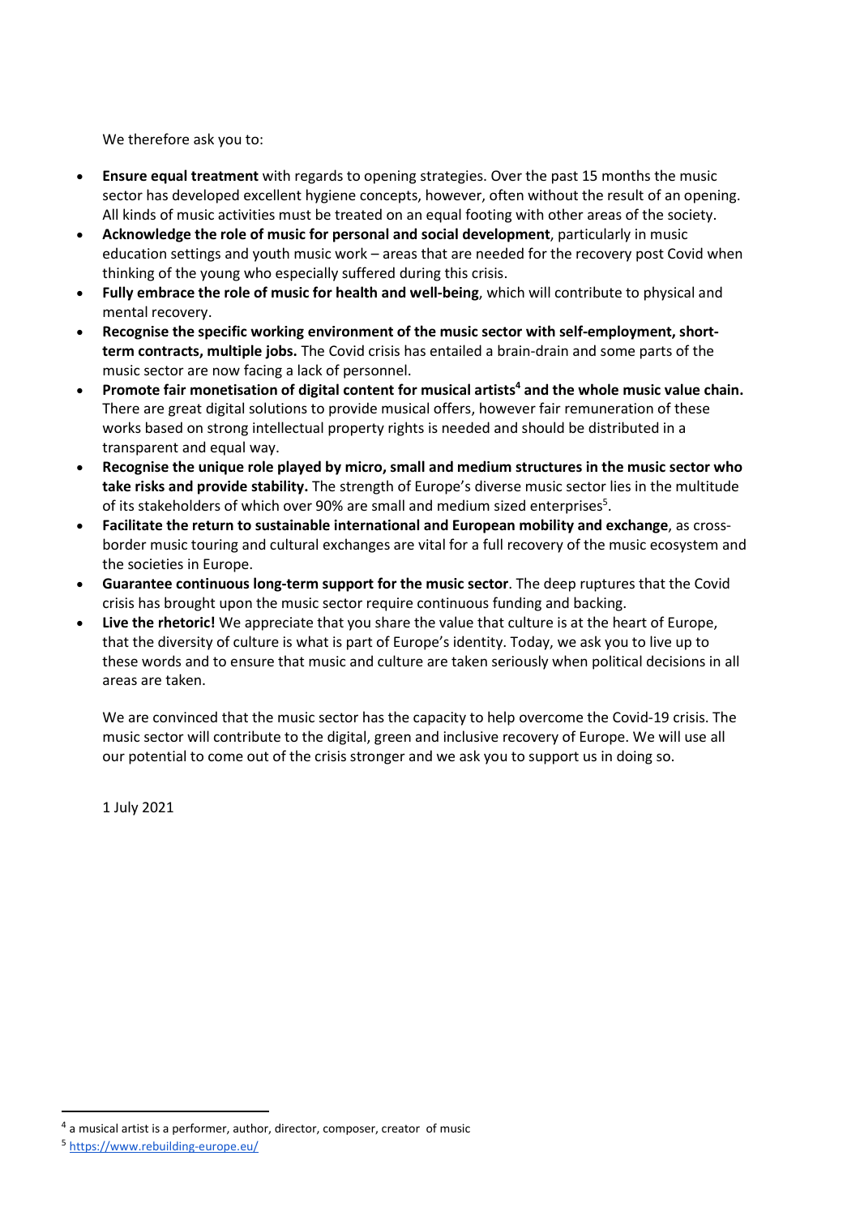We therefore ask you to:

- **Ensure equal treatment** with regards to opening strategies. Over the past 15 months the music sector has developed excellent hygiene concepts, however, often without the result of an opening. All kinds of music activities must be treated on an equal footing with other areas of the society.
- **Acknowledge the role of music for personal and social development**, particularly in music education settings and youth music work – areas that are needed for the recovery post Covid when thinking of the young who especially suffered during this crisis.
- **Fully embrace the role of music for health and well-being**, which will contribute to physical and mental recovery.
- **Recognise the specific working environment of the music sector with self-employment, short-term contracts, multiple jobs.** The Covid crisis has entailed a brain-drain and some parts of the music sector are now facing a lack of personnel.
- **Promote fair monetisation of digital content for musical artists[4] and the whole music value chain.** There are great digital solutions to provide musical offers, however fair remuneration of these works based on strong intellectual property rights is needed and should be distributed in a transparent and equal way.
- **Recognise the unique role played by micro, small and medium structures in the music sector who take risks and provide stability.** The strength of Europe's diverse music sector lies in the multitude of its stakeholders of which over 90% are small and medium sized enterprises[5].
- **Facilitate the return to sustainable international and European mobility and exchange**, as cross-border music touring and cultural exchanges are vital for a full recovery of the music ecosystem and the societies in Europe.
- **Guarantee continuous long-term support for the music sector**. The deep ruptures that the Covid crisis has brought upon the music sector require continuous funding and backing.
- **Live the rhetoric!** We appreciate that you share the value that culture is at the heart of Europe, that the diversity of culture is what is part of Europe's identity. Today, we ask you to live up to these words and to ensure that music and culture are taken seriously when political decisions in all areas are taken.

We are convinced that the music sector has the capacity to help overcome the Covid-19 crisis. The music sector will contribute to the digital, green and inclusive recovery of Europe. We will use all our potential to come out of the crisis stronger and we ask you to support us in doing so.

1 July 2021

---

[4] a musical artist is a performer, author, director, composer, creator of music

[5] https://www.rebuilding-europe.eu/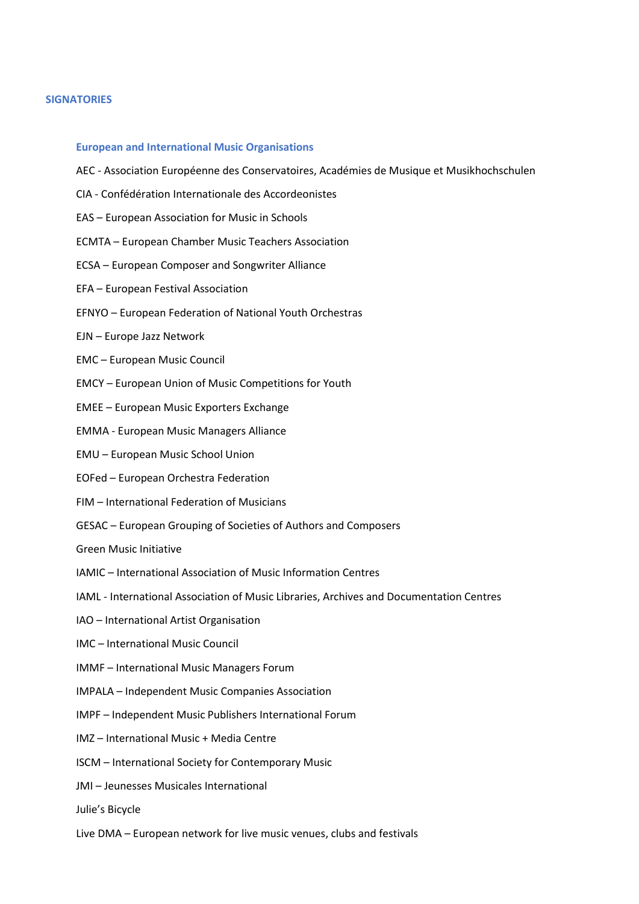## SIGNATORIES

### European and International Music Organisations

AEC - Association Européenne des Conservatoires, Académies de Musique et Musikhochschulen

CIA - Confédération Internationale des Accordeonistes

EAS – European Association for Music in Schools

ECMTA – European Chamber Music Teachers Association

ECSA – European Composer and Songwriter Alliance

EFA – European Festival Association

EFNYO – European Federation of National Youth Orchestras

EJN – Europe Jazz Network

EMC – European Music Council

EMCY – European Union of Music Competitions for Youth

EMEE – European Music Exporters Exchange

EMMA - European Music Managers Alliance

EMU – European Music School Union

EOFed – European Orchestra Federation

FIM – International Federation of Musicians

GESAC – European Grouping of Societies of Authors and Composers

Green Music Initiative

IAMIC – International Association of Music Information Centres

IAML - International Association of Music Libraries, Archives and Documentation Centres

IAO – International Artist Organisation

IMC – International Music Council

IMMF – International Music Managers Forum

IMPALA – Independent Music Companies Association

IMPF – Independent Music Publishers International Forum

IMZ – International Music + Media Centre

ISCM – International Society for Contemporary Music

JMI – Jeunesses Musicales International

Julie's Bicycle

Live DMA – European network for live music venues, clubs and festivals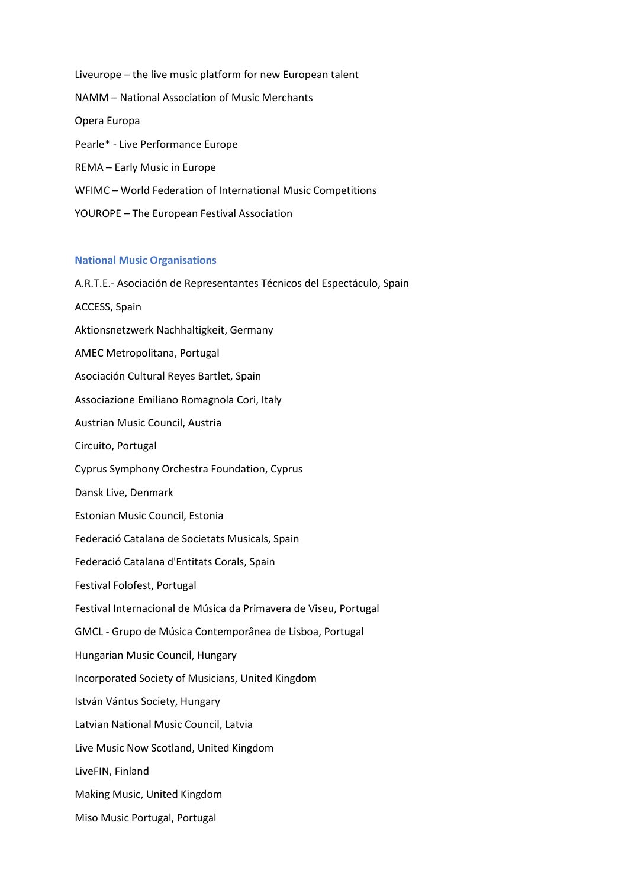Liveurope – the live music platform for new European talent

NAMM – National Association of Music Merchants

Opera Europa

Pearle* - Live Performance Europe

REMA – Early Music in Europe

WFIMC – World Federation of International Music Competitions

YOUROPE – The European Festival Association

### National Music Organisations

A.R.T.E.- Asociación de Representantes Técnicos del Espectáculo, Spain

ACCESS, Spain

Aktionsnetzwerk Nachhaltigkeit, Germany

AMEC Metropolitana, Portugal

Asociación Cultural Reyes Bartlet, Spain

Associazione Emiliano Romagnola Cori, Italy

Austrian Music Council, Austria

Circuito, Portugal

Cyprus Symphony Orchestra Foundation, Cyprus

Dansk Live, Denmark

Estonian Music Council, Estonia

Federació Catalana de Societats Musicals, Spain

Federació Catalana d'Entitats Corals, Spain

Festival Folofest, Portugal

Festival Internacional de Música da Primavera de Viseu, Portugal

GMCL - Grupo de Música Contemporânea de Lisboa, Portugal

Hungarian Music Council, Hungary

Incorporated Society of Musicians, United Kingdom

István Vántus Society, Hungary

Latvian National Music Council, Latvia

Live Music Now Scotland, United Kingdom

LiveFIN, Finland

Making Music, United Kingdom

Miso Music Portugal, Portugal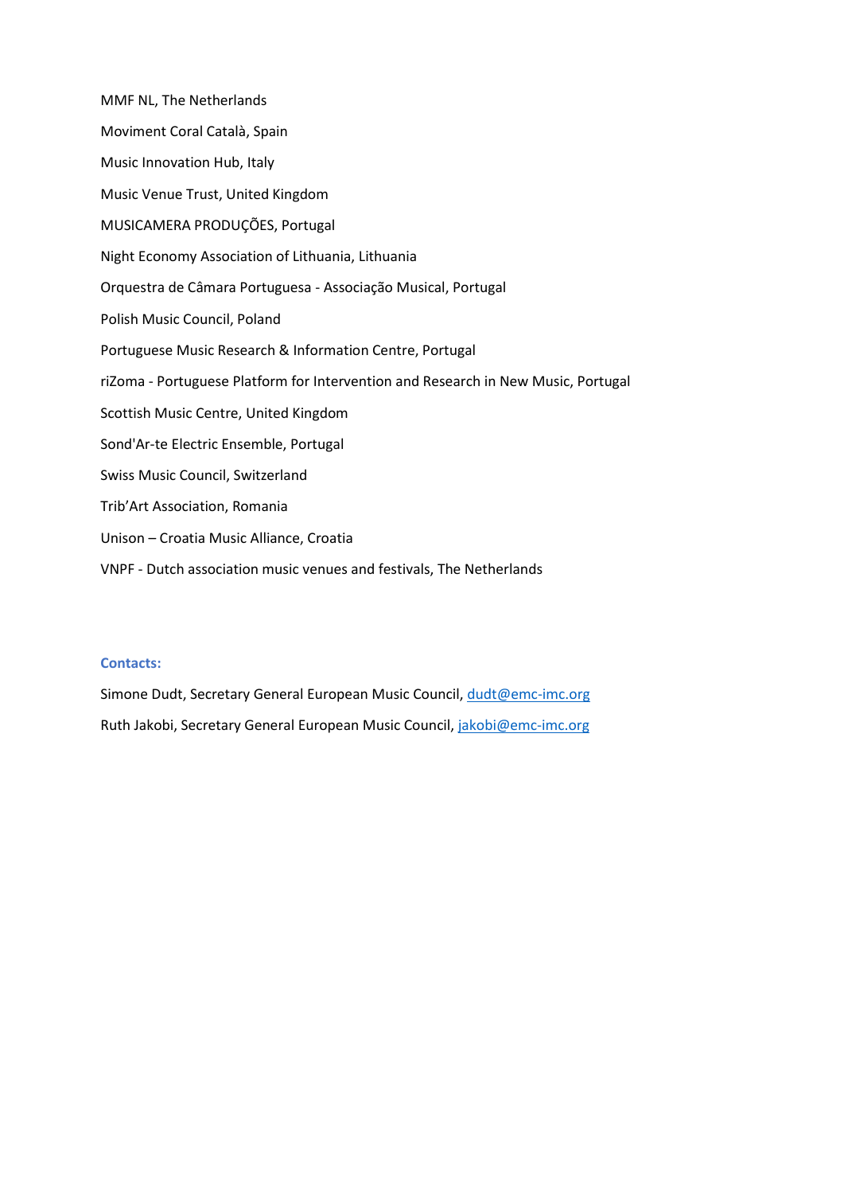MMF NL, The Netherlands

Moviment Coral Català, Spain

Music Innovation Hub, Italy

Music Venue Trust, United Kingdom

MUSICAMERA PRODUÇÕES, Portugal

Night Economy Association of Lithuania, Lithuania

Orquestra de Câmara Portuguesa - Associação Musical, Portugal

Polish Music Council, Poland

Portuguese Music Research & Information Centre, Portugal

riZoma - Portuguese Platform for Intervention and Research in New Music, Portugal

Scottish Music Centre, United Kingdom

Sond'Ar-te Electric Ensemble, Portugal

Swiss Music Council, Switzerland

Trib'Art Association, Romania

Unison – Croatia Music Alliance, Croatia

VNPF - Dutch association music venues and festivals, The Netherlands

**Contacts:**

Simone Dudt, Secretary General European Music Council, dudt@emc-imc.org

Ruth Jakobi, Secretary General European Music Council, jakobi@emc-imc.org